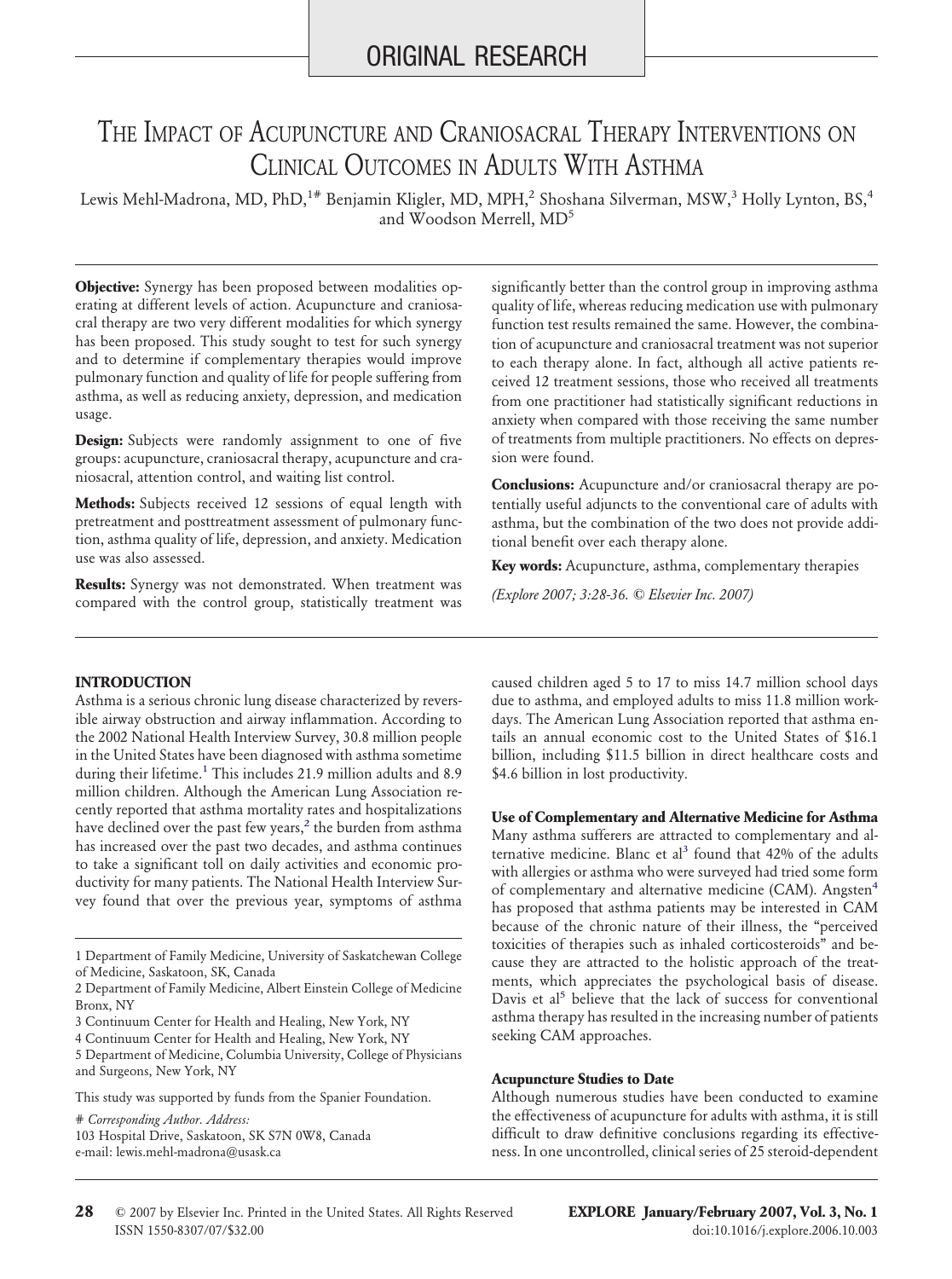ORIGINAL RESEARCH

# The Impact of Acupuncture and Craniosacral Therapy Interventions on Clinical Outcomes in Adults With Asthma

Lewis Mehl-Madrona, MD, PhD,[1#] Benjamin Kligler, MD, MPH,[2] Shoshana Silverman, MSW,[3] Holly Lynton, BS,[4] and Woodson Merrell, MD[5]

**Objective:** Synergy has been proposed between modalities operating at different levels of action. Acupuncture and craniosacral therapy are two very different modalities for which synergy has been proposed. This study sought to test for such synergy and to determine if complementary therapies would improve pulmonary function and quality of life for people suffering from asthma, as well as reducing anxiety, depression, and medication usage.

**Design:** Subjects were randomly assignment to one of five groups: acupuncture, craniosacral therapy, acupuncture and craniosacral, attention control, and waiting list control.

**Methods:** Subjects received 12 sessions of equal length with pretreatment and posttreatment assessment of pulmonary function, asthma quality of life, depression, and anxiety. Medication use was also assessed.

**Results:** Synergy was not demonstrated. When treatment was compared with the control group, statistically treatment was significantly better than the control group in improving asthma quality of life, whereas reducing medication use with pulmonary function test results remained the same. However, the combination of acupuncture and craniosacral treatment was not superior to each therapy alone. In fact, although all active patients received 12 treatment sessions, those who received all treatments from one practitioner had statistically significant reductions in anxiety when compared with those receiving the same number of treatments from multiple practitioners. No effects on depression were found.

**Conclusions:** Acupuncture and/or craniosacral therapy are potentially useful adjuncts to the conventional care of adults with asthma, but the combination of the two does not provide additional benefit over each therapy alone.

**Key words:** Acupuncture, asthma, complementary therapies

*(Explore 2007; 3:28-36. © Elsevier Inc. 2007)*

## INTRODUCTION

Asthma is a serious chronic lung disease characterized by reversible airway obstruction and airway inflammation. According to the 2002 National Health Interview Survey, 30.8 million people in the United States have been diagnosed with asthma sometime during their lifetime.[1] This includes 21.9 million adults and 8.9 million children. Although the American Lung Association recently reported that asthma mortality rates and hospitalizations have declined over the past few years,[2] the burden from asthma has increased over the past two decades, and asthma continues to take a significant toll on daily activities and economic productivity for many patients. The National Health Interview Survey found that over the previous year, symptoms of asthma caused children aged 5 to 17 to miss 14.7 million school days due to asthma, and employed adults to miss 11.8 million workdays. The American Lung Association reported that asthma entails an annual economic cost to the United States of $16.1 billion, including $11.5 billion in direct healthcare costs and $4.6 billion in lost productivity.

### Use of Complementary and Alternative Medicine for Asthma

Many asthma sufferers are attracted to complementary and alternative medicine. Blanc et al[3] found that 42% of the adults with allergies or asthma who were surveyed had tried some form of complementary and alternative medicine (CAM). Angsten[4] has proposed that asthma patients may be interested in CAM because of the chronic nature of their illness, the "perceived toxicities of therapies such as inhaled corticosteroids" and because they are attracted to the holistic approach of the treatments, which appreciates the psychological basis of disease. Davis et al[5] believe that the lack of success for conventional asthma therapy has resulted in the increasing number of patients seeking CAM approaches.

### Acupuncture Studies to Date

Although numerous studies have been conducted to examine the effectiveness of acupuncture for adults with asthma, it is still difficult to draw definitive conclusions regarding its effectiveness. In one uncontrolled, clinical series of 25 steroid-dependent

1 Department of Family Medicine, University of Saskatchewan College of Medicine, Saskatoon, SK, Canada

2 Department of Family Medicine, Albert Einstein College of Medicine Bronx, NY

3 Continuum Center for Health and Healing, New York, NY

4 Continuum Center for Health and Healing, New York, NY

5 Department of Medicine, Columbia University, College of Physicians and Surgeons, New York, NY

This study was supported by funds from the Spanier Foundation.

*# Corresponding Author. Address:*
103 Hospital Drive, Saskatoon, SK S7N 0W8, Canada
e-mail: lewis.mehl-madrona@usask.ca

© 2007 by Elsevier Inc. Printed in the United States. All Rights Reserved ISSN 1550-8307/07/$32.00

doi:10.1016/j.explore.2006.10.003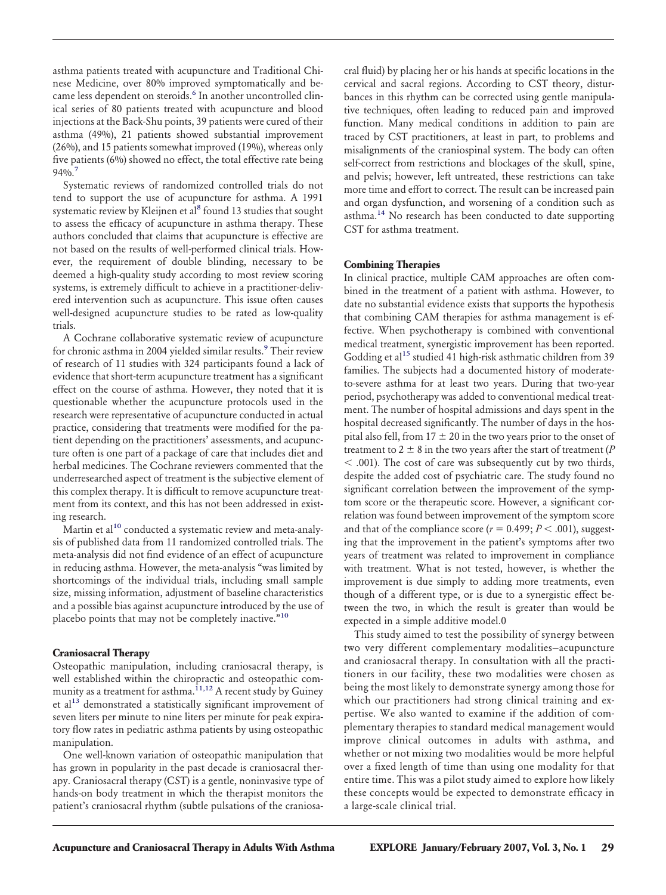asthma patients treated with acupuncture and Traditional Chinese Medicine, over 80% improved symptomatically and became less dependent on steroids.[6] In another uncontrolled clinical series of 80 patients treated with acupuncture and blood injections at the Back-Shu points, 39 patients were cured of their asthma (49%), 21 patients showed substantial improvement (26%), and 15 patients somewhat improved (19%), whereas only five patients (6%) showed no effect, the total effective rate being 94%.[7]

Systematic reviews of randomized controlled trials do not tend to support the use of acupuncture for asthma. A 1991 systematic review by Kleijnen et al[8] found 13 studies that sought to assess the efficacy of acupuncture in asthma therapy. These authors concluded that claims that acupuncture is effective are not based on the results of well-performed clinical trials. However, the requirement of double blinding, necessary to be deemed a high-quality study according to most review scoring systems, is extremely difficult to achieve in a practitioner-delivered intervention such as acupuncture. This issue often causes well-designed acupuncture studies to be rated as low-quality trials.

A Cochrane collaborative systematic review of acupuncture for chronic asthma in 2004 yielded similar results.[9] Their review of research of 11 studies with 324 participants found a lack of evidence that short-term acupuncture treatment has a significant effect on the course of asthma. However, they noted that it is questionable whether the acupuncture protocols used in the research were representative of acupuncture conducted in actual practice, considering that treatments were modified for the patient depending on the practitioners' assessments, and acupuncture often is one part of a package of care that includes diet and herbal medicines. The Cochrane reviewers commented that the underresearched aspect of treatment is the subjective element of this complex therapy. It is difficult to remove acupuncture treatment from its context, and this has not been addressed in existing research.

Martin et al[10] conducted a systematic review and meta-analysis of published data from 11 randomized controlled trials. The meta-analysis did not find evidence of an effect of acupuncture in reducing asthma. However, the meta-analysis "was limited by shortcomings of the individual trials, including small sample size, missing information, adjustment of baseline characteristics and a possible bias against acupuncture introduced by the use of placebo points that may not be completely inactive."[10]

### Craniosacral Therapy

Osteopathic manipulation, including craniosacral therapy, is well established within the chiropractic and osteopathic community as a treatment for asthma.[11,12] A recent study by Guiney et al[13] demonstrated a statistically significant improvement of seven liters per minute to nine liters per minute for peak expiratory flow rates in pediatric asthma patients by using osteopathic manipulation.

One well-known variation of osteopathic manipulation that has grown in popularity in the past decade is craniosacral therapy. Craniosacral therapy (CST) is a gentle, noninvasive type of hands-on body treatment in which the therapist monitors the patient's craniosacral rhythm (subtle pulsations of the craniosacral fluid) by placing her or his hands at specific locations in the cervical and sacral regions. According to CST theory, disturbances in this rhythm can be corrected using gentle manipulative techniques, often leading to reduced pain and improved function. Many medical conditions in addition to pain are traced by CST practitioners, at least in part, to problems and misalignments of the craniospinal system. The body can often self-correct from restrictions and blockages of the skull, spine, and pelvis; however, left untreated, these restrictions can take more time and effort to correct. The result can be increased pain and organ dysfunction, and worsening of a condition such as asthma.[14] No research has been conducted to date supporting CST for asthma treatment.

### Combining Therapies

In clinical practice, multiple CAM approaches are often combined in the treatment of a patient with asthma. However, to date no substantial evidence exists that supports the hypothesis that combining CAM therapies for asthma management is effective. When psychotherapy is combined with conventional medical treatment, synergistic improvement has been reported. Godding et al[15] studied 41 high-risk asthmatic children from 39 families. The subjects had a documented history of moderate-to-severe asthma for at least two years. During that two-year period, psychotherapy was added to conventional medical treatment. The number of hospital admissions and days spent in the hospital decreased significantly. The number of days in the hospital also fell, from $17 \pm 20$ in the two years prior to the onset of treatment to $2 \pm 8$ in the two years after the start of treatment ($P < .001$). The cost of care was subsequently cut by two thirds, despite the added cost of psychiatric care. The study found no significant correlation between the improvement of the symptom score or the therapeutic score. However, a significant correlation was found between improvement of the symptom score and that of the compliance score ($r = 0.499$; $P < .001$), suggesting that the improvement in the patient's symptoms after two years of treatment was related to improvement in compliance with treatment. What is not tested, however, is whether the improvement is due simply to adding more treatments, even though of a different type, or is due to a synergistic effect between the two, in which the result is greater than would be expected in a simple additive model.0

This study aimed to test the possibility of synergy between two very different complementary modalities—acupuncture and craniosacral therapy. In consultation with all the practitioners in our facility, these two modalities were chosen as being the most likely to demonstrate synergy among those for which our practitioners had strong clinical training and expertise. We also wanted to examine if the addition of complementary therapies to standard medical management would improve clinical outcomes in adults with asthma, and whether or not mixing two modalities would be more helpful over a fixed length of time than using one modality for that entire time. This was a pilot study aimed to explore how likely these concepts would be expected to demonstrate efficacy in a large-scale clinical trial.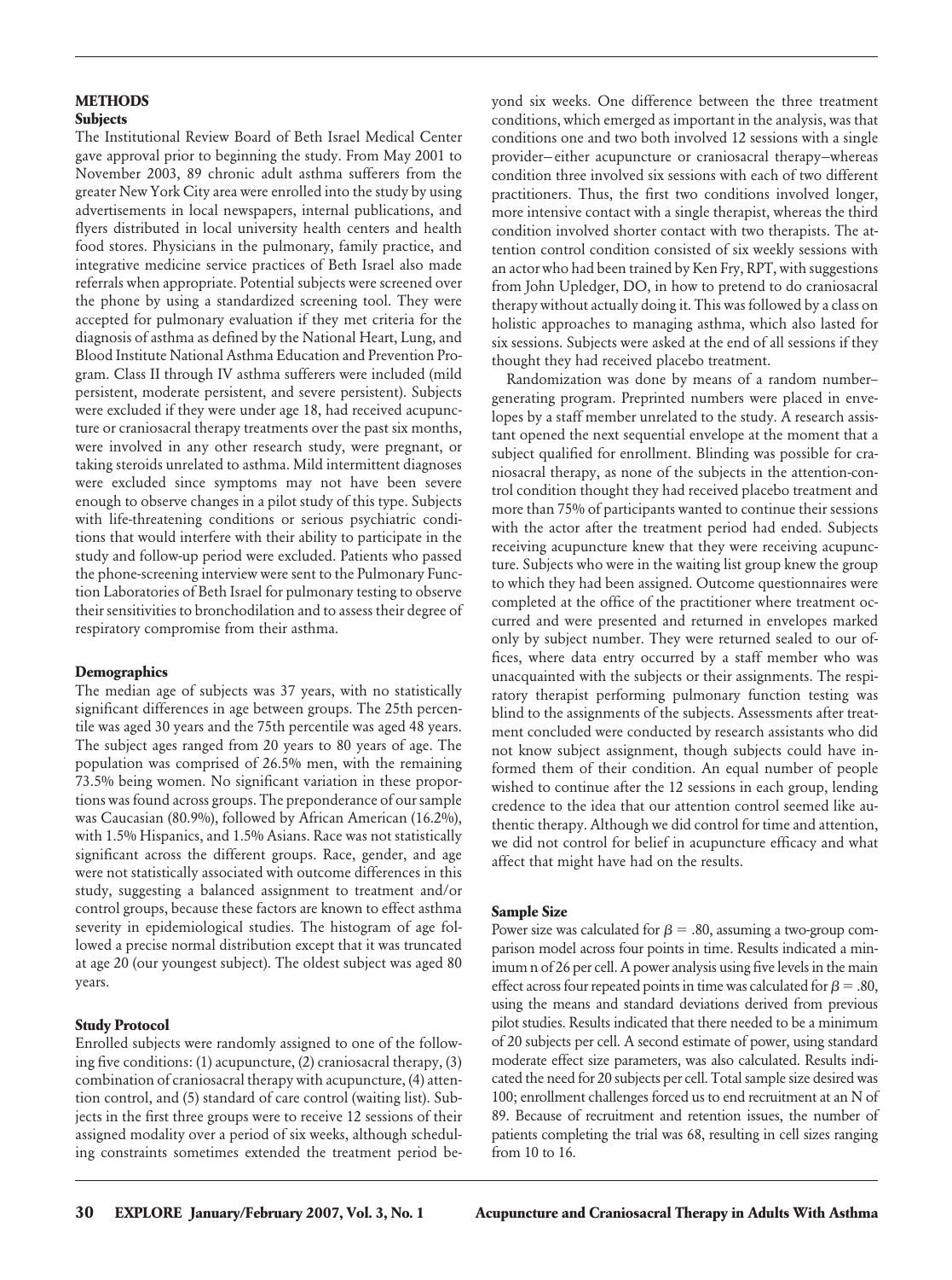## METHODS

### Subjects

The Institutional Review Board of Beth Israel Medical Center gave approval prior to beginning the study. From May 2001 to November 2003, 89 chronic adult asthma sufferers from the greater New York City area were enrolled into the study by using advertisements in local newspapers, internal publications, and flyers distributed in local university health centers and health food stores. Physicians in the pulmonary, family practice, and integrative medicine service practices of Beth Israel also made referrals when appropriate. Potential subjects were screened over the phone by using a standardized screening tool. They were accepted for pulmonary evaluation if they met criteria for the diagnosis of asthma as defined by the National Heart, Lung, and Blood Institute National Asthma Education and Prevention Program. Class II through IV asthma sufferers were included (mild persistent, moderate persistent, and severe persistent). Subjects were excluded if they were under age 18, had received acupuncture or craniosacral therapy treatments over the past six months, were involved in any other research study, were pregnant, or taking steroids unrelated to asthma. Mild intermittent diagnoses were excluded since symptoms may not have been severe enough to observe changes in a pilot study of this type. Subjects with life-threatening conditions or serious psychiatric conditions that would interfere with their ability to participate in the study and follow-up period were excluded. Patients who passed the phone-screening interview were sent to the Pulmonary Function Laboratories of Beth Israel for pulmonary testing to observe their sensitivities to bronchodilation and to assess their degree of respiratory compromise from their asthma.

### Demographics

The median age of subjects was 37 years, with no statistically significant differences in age between groups. The 25th percentile was aged 30 years and the 75th percentile was aged 48 years. The subject ages ranged from 20 years to 80 years of age. The population was comprised of 26.5% men, with the remaining 73.5% being women. No significant variation in these proportions was found across groups. The preponderance of our sample was Caucasian (80.9%), followed by African American (16.2%), with 1.5% Hispanics, and 1.5% Asians. Race was not statistically significant across the different groups. Race, gender, and age were not statistically associated with outcome differences in this study, suggesting a balanced assignment to treatment and/or control groups, because these factors are known to effect asthma severity in epidemiological studies. The histogram of age followed a precise normal distribution except that it was truncated at age 20 (our youngest subject). The oldest subject was aged 80 years.

### Study Protocol

Enrolled subjects were randomly assigned to one of the following five conditions: (1) acupuncture, (2) craniosacral therapy, (3) combination of craniosacral therapy with acupuncture, (4) attention control, and (5) standard of care control (waiting list). Subjects in the first three groups were to receive 12 sessions of their assigned modality over a period of six weeks, although scheduling constraints sometimes extended the treatment period beyond six weeks. One difference between the three treatment conditions, which emerged as important in the analysis, was that conditions one and two both involved 12 sessions with a single provider—either acupuncture or craniosacral therapy—whereas condition three involved six sessions with each of two different practitioners. Thus, the first two conditions involved longer, more intensive contact with a single therapist, whereas the third condition involved shorter contact with two therapists. The attention control condition consisted of six weekly sessions with an actor who had been trained by Ken Fry, RPT, with suggestions from John Upledger, DO, in how to pretend to do craniosacral therapy without actually doing it. This was followed by a class on holistic approaches to managing asthma, which also lasted for six sessions. Subjects were asked at the end of all sessions if they thought they had received placebo treatment.

Randomization was done by means of a random number–generating program. Preprinted numbers were placed in envelopes by a staff member unrelated to the study. A research assistant opened the next sequential envelope at the moment that a subject qualified for enrollment. Blinding was possible for craniosacral therapy, as none of the subjects in the attention-control condition thought they had received placebo treatment and more than 75% of participants wanted to continue their sessions with the actor after the treatment period had ended. Subjects receiving acupuncture knew that they were receiving acupuncture. Subjects who were in the waiting list group knew the group to which they had been assigned. Outcome questionnaires were completed at the office of the practitioner where treatment occurred and were presented and returned in envelopes marked only by subject number. They were returned sealed to our offices, where data entry occurred by a staff member who was unacquainted with the subjects or their assignments. The respiratory therapist performing pulmonary function testing was blind to the assignments of the subjects. Assessments after treatment concluded were conducted by research assistants who did not know subject assignment, though subjects could have informed them of their condition. An equal number of people wished to continue after the 12 sessions in each group, lending credence to the idea that our attention control seemed like authentic therapy. Although we did control for time and attention, we did not control for belief in acupuncture efficacy and what affect that might have had on the results.

### Sample Size

Power size was calculated for $\beta = .80$, assuming a two-group comparison model across four points in time. Results indicated a minimum n of 26 per cell. A power analysis using five levels in the main effect across four repeated points in time was calculated for $\beta = .80$, using the means and standard deviations derived from previous pilot studies. Results indicated that there needed to be a minimum of 20 subjects per cell. A second estimate of power, using standard moderate effect size parameters, was also calculated. Results indicated the need for 20 subjects per cell. Total sample size desired was 100; enrollment challenges forced us to end recruitment at an N of 89. Because of recruitment and retention issues, the number of patients completing the trial was 68, resulting in cell sizes ranging from 10 to 16.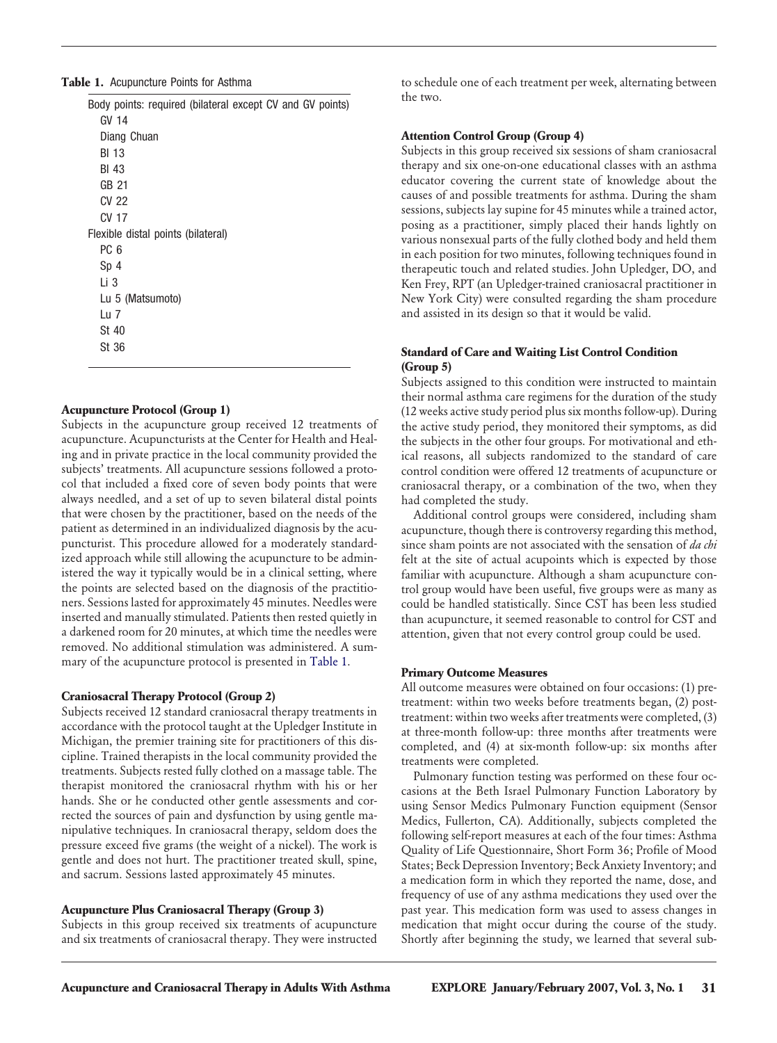**Table 1.** Acupuncture Points for Asthma

| |
|---|
| Body points: required (bilateral except CV and GV points) |
| GV 14 |
| Diang Chuan |
| Bl 13 |
| Bl 43 |
| GB 21 |
| CV 22 |
| CV 17 |
| Flexible distal points (bilateral) |
| PC 6 |
| Sp 4 |
| Li 3 |
| Lu 5 (Matsumoto) |
| Lu 7 |
| St 40 |
| St 36 |

**Acupuncture Protocol (Group 1)**

Subjects in the acupuncture group received 12 treatments of acupuncture. Acupuncturists at the Center for Health and Healing and in private practice in the local community provided the subjects' treatments. All acupuncture sessions followed a protocol that included a fixed core of seven body points that were always needled, and a set of up to seven bilateral distal points that were chosen by the practitioner, based on the needs of the patient as determined in an individualized diagnosis by the acupuncturist. This procedure allowed for a moderately standardized approach while still allowing the acupuncture to be administered the way it typically would be in a clinical setting, where the points are selected based on the diagnosis of the practitioners. Sessions lasted for approximately 45 minutes. Needles were inserted and manually stimulated. Patients then rested quietly in a darkened room for 20 minutes, at which time the needles were removed. No additional stimulation was administered. A summary of the acupuncture protocol is presented in Table 1.

**Craniosacral Therapy Protocol (Group 2)**

Subjects received 12 standard craniosacral therapy treatments in accordance with the protocol taught at the Upledger Institute in Michigan, the premier training site for practitioners of this discipline. Trained therapists in the local community provided the treatments. Subjects rested fully clothed on a massage table. The therapist monitored the craniosacral rhythm with his or her hands. She or he conducted other gentle assessments and corrected the sources of pain and dysfunction by using gentle manipulative techniques. In craniosacral therapy, seldom does the pressure exceed five grams (the weight of a nickel). The work is gentle and does not hurt. The practitioner treated skull, spine, and sacrum. Sessions lasted approximately 45 minutes.

**Acupuncture Plus Craniosacral Therapy (Group 3)**

Subjects in this group received six treatments of acupuncture and six treatments of craniosacral therapy. They were instructed to schedule one of each treatment per week, alternating between the two.

**Attention Control Group (Group 4)**

Subjects in this group received six sessions of sham craniosacral therapy and six one-on-one educational classes with an asthma educator covering the current state of knowledge about the causes of and possible treatments for asthma. During the sham sessions, subjects lay supine for 45 minutes while a trained actor, posing as a practitioner, simply placed their hands lightly on various nonsexual parts of the fully clothed body and held them in each position for two minutes, following techniques found in therapeutic touch and related studies. John Upledger, DO, and Ken Frey, RPT (an Upledger-trained craniosacral practitioner in New York City) were consulted regarding the sham procedure and assisted in its design so that it would be valid.

**Standard of Care and Waiting List Control Condition (Group 5)**

Subjects assigned to this condition were instructed to maintain their normal asthma care regimens for the duration of the study (12 weeks active study period plus six months follow-up). During the active study period, they monitored their symptoms, as did the subjects in the other four groups. For motivational and ethical reasons, all subjects randomized to the standard of care control condition were offered 12 treatments of acupuncture or craniosacral therapy, or a combination of the two, when they had completed the study.

Additional control groups were considered, including sham acupuncture, though there is controversy regarding this method, since sham points are not associated with the sensation of *da chi* felt at the site of actual acupoints which is expected by those familiar with acupuncture. Although a sham acupuncture control group would have been useful, five groups were as many as could be handled statistically. Since CST has been less studied than acupuncture, it seemed reasonable to control for CST and attention, given that not every control group could be used.

**Primary Outcome Measures**

All outcome measures were obtained on four occasions: (1) pretreatment: within two weeks before treatments began, (2) posttreatment: within two weeks after treatments were completed, (3) at three-month follow-up: three months after treatments were completed, and (4) at six-month follow-up: six months after treatments were completed.

Pulmonary function testing was performed on these four occasions at the Beth Israel Pulmonary Function Laboratory by using Sensor Medics Pulmonary Function equipment (Sensor Medics, Fullerton, CA). Additionally, subjects completed the following self-report measures at each of the four times: Asthma Quality of Life Questionnaire, Short Form 36; Profile of Mood States; Beck Depression Inventory; Beck Anxiety Inventory; and a medication form in which they reported the name, dose, and frequency of use of any asthma medications they used over the past year. This medication form was used to assess changes in medication that might occur during the course of the study. Shortly after beginning the study, we learned that several sub-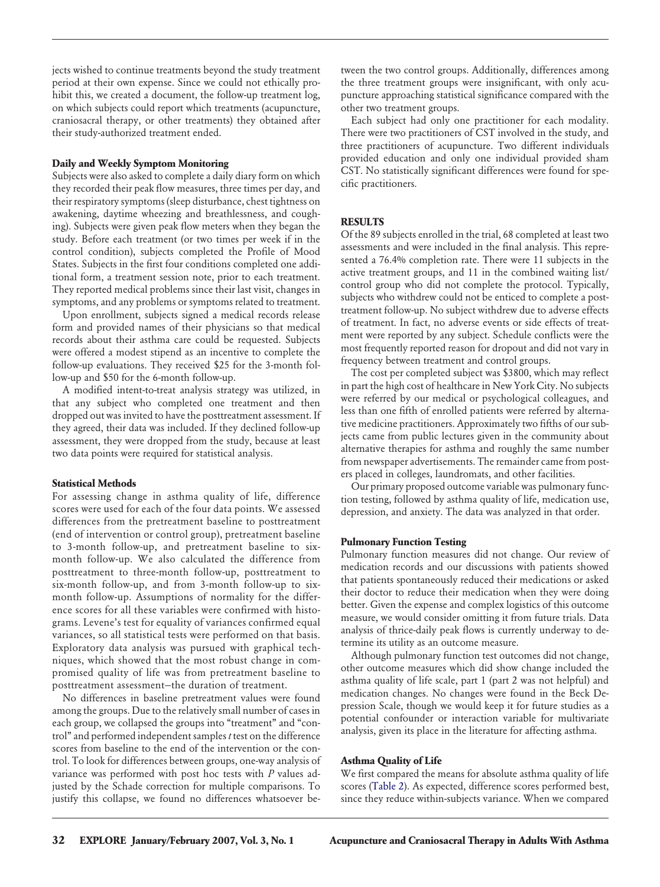jects wished to continue treatments beyond the study treatment period at their own expense. Since we could not ethically prohibit this, we created a document, the follow-up treatment log, on which subjects could report which treatments (acupuncture, craniosacral therapy, or other treatments) they obtained after their study-authorized treatment ended.

### Daily and Weekly Symptom Monitoring

Subjects were also asked to complete a daily diary form on which they recorded their peak flow measures, three times per day, and their respiratory symptoms (sleep disturbance, chest tightness on awakening, daytime wheezing and breathlessness, and coughing). Subjects were given peak flow meters when they began the study. Before each treatment (or two times per week if in the control condition), subjects completed the Profile of Mood States. Subjects in the first four conditions completed one additional form, a treatment session note, prior to each treatment. They reported medical problems since their last visit, changes in symptoms, and any problems or symptoms related to treatment.

Upon enrollment, subjects signed a medical records release form and provided names of their physicians so that medical records about their asthma care could be requested. Subjects were offered a modest stipend as an incentive to complete the follow-up evaluations. They received $25 for the 3-month follow-up and $50 for the 6-month follow-up.

A modified intent-to-treat analysis strategy was utilized, in that any subject who completed one treatment and then dropped out was invited to have the posttreatment assessment. If they agreed, their data was included. If they declined follow-up assessment, they were dropped from the study, because at least two data points were required for statistical analysis.

### Statistical Methods

For assessing change in asthma quality of life, difference scores were used for each of the four data points. We assessed differences from the pretreatment baseline to posttreatment (end of intervention or control group), pretreatment baseline to 3-month follow-up, and pretreatment baseline to six-month follow-up. We also calculated the difference from posttreatment to three-month follow-up, posttreatment to six-month follow-up, and from 3-month follow-up to six-month follow-up. Assumptions of normality for the difference scores for all these variables were confirmed with histograms. Levene's test for equality of variances confirmed equal variances, so all statistical tests were performed on that basis. Exploratory data analysis was pursued with graphical techniques, which showed that the most robust change in compromised quality of life was from pretreatment baseline to posttreatment assessment—the duration of treatment.

No differences in baseline pretreatment values were found among the groups. Due to the relatively small number of cases in each group, we collapsed the groups into "treatment" and "control" and performed independent samples *t* test on the difference scores from baseline to the end of the intervention or the control. To look for differences between groups, one-way analysis of variance was performed with post hoc tests with *P* values adjusted by the Schade correction for multiple comparisons. To justify this collapse, we found no differences whatsoever between the two control groups. Additionally, differences among the three treatment groups were insignificant, with only acupuncture approaching statistical significance compared with the other two treatment groups.

Each subject had only one practitioner for each modality. There were two practitioners of CST involved in the study, and three practitioners of acupuncture. Two different individuals provided education and only one individual provided sham CST. No statistically significant differences were found for specific practitioners.

## RESULTS

Of the 89 subjects enrolled in the trial, 68 completed at least two assessments and were included in the final analysis. This represented a 76.4% completion rate. There were 11 subjects in the active treatment groups, and 11 in the combined waiting list/control group who did not complete the protocol. Typically, subjects who withdrew could not be enticed to complete a posttreatment follow-up. No subject withdrew due to adverse effects of treatment. In fact, no adverse events or side effects of treatment were reported by any subject. Schedule conflicts were the most frequently reported reason for dropout and did not vary in frequency between treatment and control groups.

The cost per completed subject was $3800, which may reflect in part the high cost of healthcare in New York City. No subjects were referred by our medical or psychological colleagues, and less than one fifth of enrolled patients were referred by alternative medicine practitioners. Approximately two fifths of our subjects came from public lectures given in the community about alternative therapies for asthma and roughly the same number from newspaper advertisements. The remainder came from posters placed in colleges, laundromats, and other facilities.

Our primary proposed outcome variable was pulmonary function testing, followed by asthma quality of life, medication use, depression, and anxiety. The data was analyzed in that order.

### Pulmonary Function Testing

Pulmonary function measures did not change. Our review of medication records and our discussions with patients showed that patients spontaneously reduced their medications or asked their doctor to reduce their medication when they were doing better. Given the expense and complex logistics of this outcome measure, we would consider omitting it from future trials. Data analysis of thrice-daily peak flows is currently underway to determine its utility as an outcome measure.

Although pulmonary function test outcomes did not change, other outcome measures which did show change included the asthma quality of life scale, part 1 (part 2 was not helpful) and medication changes. No changes were found in the Beck Depression Scale, though we would keep it for future studies as a potential confounder or interaction variable for multivariate analysis, given its place in the literature for affecting asthma.

### Asthma Quality of Life

We first compared the means for absolute asthma quality of life scores (Table 2). As expected, difference scores performed best, since they reduce within-subjects variance. When we compared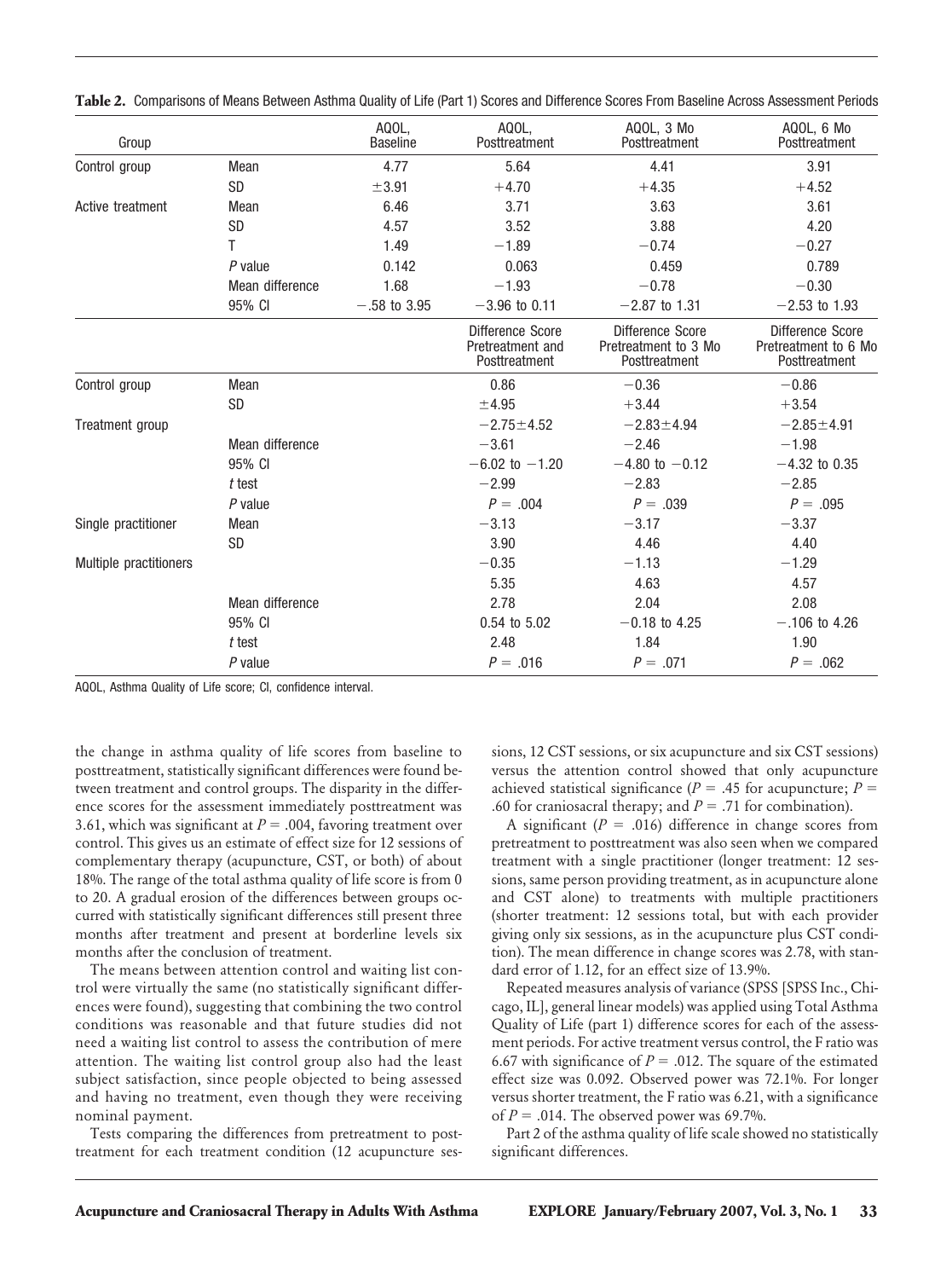**Table 2.** Comparisons of Means Between Asthma Quality of Life (Part 1) Scores and Difference Scores From Baseline Across Assessment Periods

| Group | | AQOL, Baseline | AQOL, Posttreatment | AQOL, 3 Mo Posttreatment | AQOL, 6 Mo Posttreatment |
|---|---|---|---|---|---|
| Control group | Mean | 4.77 | 5.64 | 4.41 | 3.91 |
| | SD | ±3.91 | +4.70 | +4.35 | +4.52 |
| Active treatment | Mean | 6.46 | 3.71 | 3.63 | 3.61 |
| | SD | 4.57 | 3.52 | 3.88 | 4.20 |
| | T | 1.49 | −1.89 | −0.74 | −0.27 |
| | *P* value | 0.142 | 0.063 | 0.459 | 0.789 |
| | Mean difference | 1.68 | −1.93 | −0.78 | −0.30 |
| | 95% CI | −.58 to 3.95 | −3.96 to 0.11 | −2.87 to 1.31 | −2.53 to 1.93 |
| | | | Difference Score Pretreatment and Posttreatment | Difference Score Pretreatment to 3 Mo Posttreatment | Difference Score Pretreatment to 6 Mo Posttreatment |
| Control group | Mean | | 0.86 | −0.36 | −0.86 |
| | SD | | ±4.95 | +3.44 | +3.54 |
| Treatment group | | | −2.75±4.52 | −2.83±4.94 | −2.85±4.91 |
| | Mean difference | | −3.61 | −2.46 | −1.98 |
| | 95% CI | | −6.02 to −1.20 | −4.80 to −0.12 | −4.32 to 0.35 |
| | *t* test | | −2.99 | −2.83 | −2.85 |
| | *P* value | | $P = .004$ | $P = .039$ | $P = .095$ |
| Single practitioner | Mean | | −3.13 | −3.17 | −3.37 |
| | SD | | 3.90 | 4.46 | 4.40 |
| Multiple practitioners | | | −0.35 | −1.13 | −1.29 |
| | | | 5.35 | 4.63 | 4.57 |
| | Mean difference | | 2.78 | 2.04 | 2.08 |
| | 95% CI | | 0.54 to 5.02 | −0.18 to 4.25 | −.106 to 4.26 |
| | *t* test | | 2.48 | 1.84 | 1.90 |
| | *P* value | | $P = .016$ | $P = .071$ | $P = .062$ |

AQOL, Asthma Quality of Life score; CI, confidence interval.

the change in asthma quality of life scores from baseline to posttreatment, statistically significant differences were found between treatment and control groups. The disparity in the difference scores for the assessment immediately posttreatment was 3.61, which was significant at $P = .004$, favoring treatment over control. This gives us an estimate of effect size for 12 sessions of complementary therapy (acupuncture, CST, or both) of about 18%. The range of the total asthma quality of life score is from 0 to 20. A gradual erosion of the differences between groups occurred with statistically significant differences still present three months after treatment and present at borderline levels six months after the conclusion of treatment.

The means between attention control and waiting list control were virtually the same (no statistically significant differences were found), suggesting that combining the two control conditions was reasonable and that future studies did not need a waiting list control to assess the contribution of mere attention. The waiting list control group also had the least subject satisfaction, since people objected to being assessed and having no treatment, even though they were receiving nominal payment.

Tests comparing the differences from pretreatment to posttreatment for each treatment condition (12 acupuncture sessions, 12 CST sessions, or six acupuncture and six CST sessions) versus the attention control showed that only acupuncture achieved statistical significance ($P = .45$ for acupuncture; $P = .60$ for craniosacral therapy; and $P = .71$ for combination).

A significant ($P = .016$) difference in change scores from pretreatment to posttreatment was also seen when we compared treatment with a single practitioner (longer treatment: 12 sessions, same person providing treatment, as in acupuncture alone and CST alone) to treatments with multiple practitioners (shorter treatment: 12 sessions total, but with each provider giving only six sessions, as in the acupuncture plus CST condition). The mean difference in change scores was 2.78, with standard error of 1.12, for an effect size of 13.9%.

Repeated measures analysis of variance (SPSS [SPSS Inc., Chicago, IL], general linear models) was applied using Total Asthma Quality of Life (part 1) difference scores for each of the assessment periods. For active treatment versus control, the F ratio was 6.67 with significance of $P = .012$. The square of the estimated effect size was 0.092. Observed power was 72.1%. For longer versus shorter treatment, the F ratio was 6.21, with a significance of $P = .014$. The observed power was 69.7%.

Part 2 of the asthma quality of life scale showed no statistically significant differences.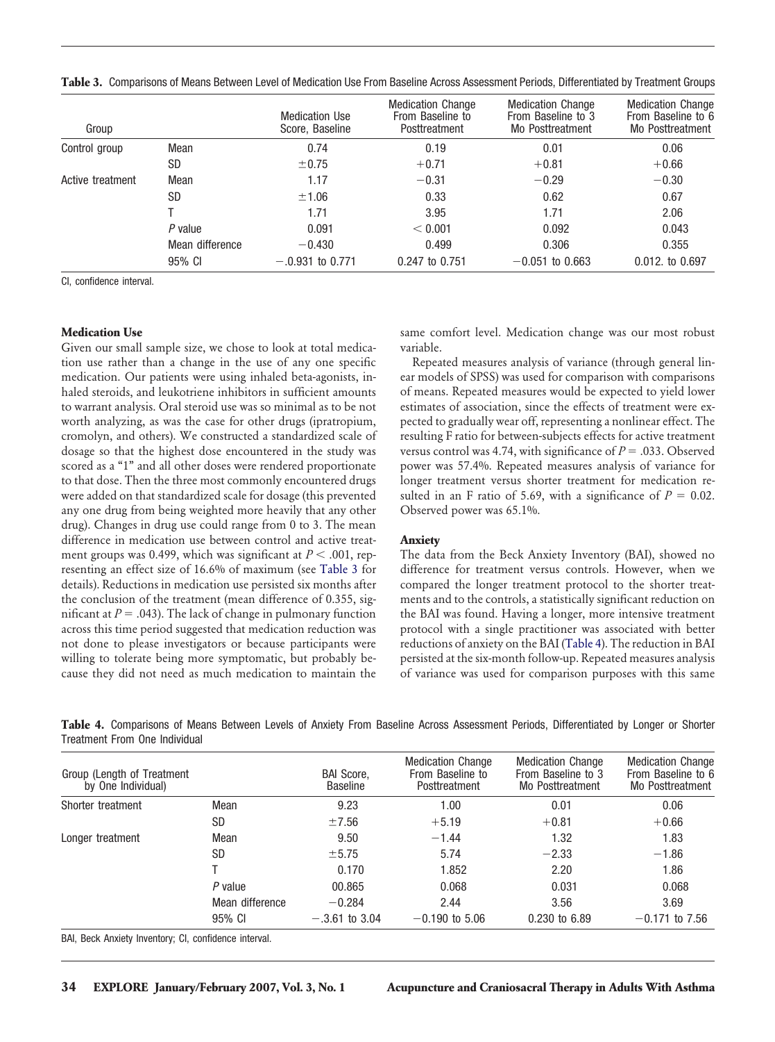**Table 3.** Comparisons of Means Between Level of Medication Use From Baseline Across Assessment Periods, Differentiated by Treatment Groups

| Group | | Medication Use Score, Baseline | Medication Change From Baseline to Posttreatment | Medication Change From Baseline to 3 Mo Posttreatment | Medication Change From Baseline to 6 Mo Posttreatment |
|---|---|---|---|---|---|
| Control group | Mean | 0.74 | 0.19 | 0.01 | 0.06 |
| | SD | ±0.75 | +0.71 | +0.81 | +0.66 |
| Active treatment | Mean | 1.17 | −0.31 | −0.29 | −0.30 |
| | SD | ±1.06 | 0.33 | 0.62 | 0.67 |
| | T | 1.71 | 3.95 | 1.71 | 2.06 |
| | *P* value | 0.091 | < 0.001 | 0.092 | 0.043 |
| | Mean difference | −0.430 | 0.499 | 0.306 | 0.355 |
| | 95% CI | −.0.931 to 0.771 | 0.247 to 0.751 | −0.051 to 0.663 | 0.012. to 0.697 |

CI, confidence interval.

### Medication Use

Given our small sample size, we chose to look at total medication use rather than a change in the use of any one specific medication. Our patients were using inhaled beta-agonists, inhaled steroids, and leukotriene inhibitors in sufficient amounts to warrant analysis. Oral steroid use was so minimal as to be not worth analyzing, as was the case for other drugs (ipratropium, cromolyn, and others). We constructed a standardized scale of dosage so that the highest dose encountered in the study was scored as a "1" and all other doses were rendered proportionate to that dose. Then the three most commonly encountered drugs were added on that standardized scale for dosage (this prevented any one drug from being weighted more heavily that any other drug). Changes in drug use could range from 0 to 3. The mean difference in medication use between control and active treatment groups was 0.499, which was significant at $P < .001$, representing an effect size of 16.6% of maximum (see Table 3 for details). Reductions in medication use persisted six months after the conclusion of the treatment (mean difference of 0.355, significant at $P = .043$). The lack of change in pulmonary function across this time period suggested that medication reduction was not done to please investigators or because participants were willing to tolerate being more symptomatic, but probably because they did not need as much medication to maintain the same comfort level. Medication change was our most robust variable.

Repeated measures analysis of variance (through general linear models of SPSS) was used for comparison with comparisons of means. Repeated measures would be expected to yield lower estimates of association, since the effects of treatment were expected to gradually wear off, representing a nonlinear effect. The resulting F ratio for between-subjects effects for active treatment versus control was 4.74, with significance of $P = .033$. Observed power was 57.4%. Repeated measures analysis of variance for longer treatment versus shorter treatment for medication resulted in an F ratio of 5.69, with a significance of $P = 0.02$. Observed power was 65.1%.

### Anxiety

The data from the Beck Anxiety Inventory (BAI), showed no difference for treatment versus controls. However, when we compared the longer treatment protocol to the shorter treatments and to the controls, a statistically significant reduction on the BAI was found. Having a longer, more intensive treatment protocol with a single practitioner was associated with better reductions of anxiety on the BAI (Table 4). The reduction in BAI persisted at the six-month follow-up. Repeated measures analysis of variance was used for comparison purposes with this same

**Table 4.** Comparisons of Means Between Levels of Anxiety From Baseline Across Assessment Periods, Differentiated by Longer or Shorter Treatment From One Individual

| Group (Length of Treatment by One Individual) | | BAI Score, Baseline | Medication Change From Baseline to Posttreatment | Medication Change From Baseline to 3 Mo Posttreatment | Medication Change From Baseline to 6 Mo Posttreatment |
|---|---|---|---|---|---|
| Shorter treatment | Mean | 9.23 | 1.00 | 0.01 | 0.06 |
| | SD | ±7.56 | +5.19 | +0.81 | +0.66 |
| Longer treatment | Mean | 9.50 | −1.44 | 1.32 | 1.83 |
| | SD | ±5.75 | 5.74 | −2.33 | −1.86 |
| | T | 0.170 | 1.852 | 2.20 | 1.86 |
| | *P* value | 00.865 | 0.068 | 0.031 | 0.068 |
| | Mean difference | −0.284 | 2.44 | 3.56 | 3.69 |
| | 95% CI | −.3.61 to 3.04 | −0.190 to 5.06 | 0.230 to 6.89 | −0.171 to 7.56 |

BAI, Beck Anxiety Inventory; CI, confidence interval.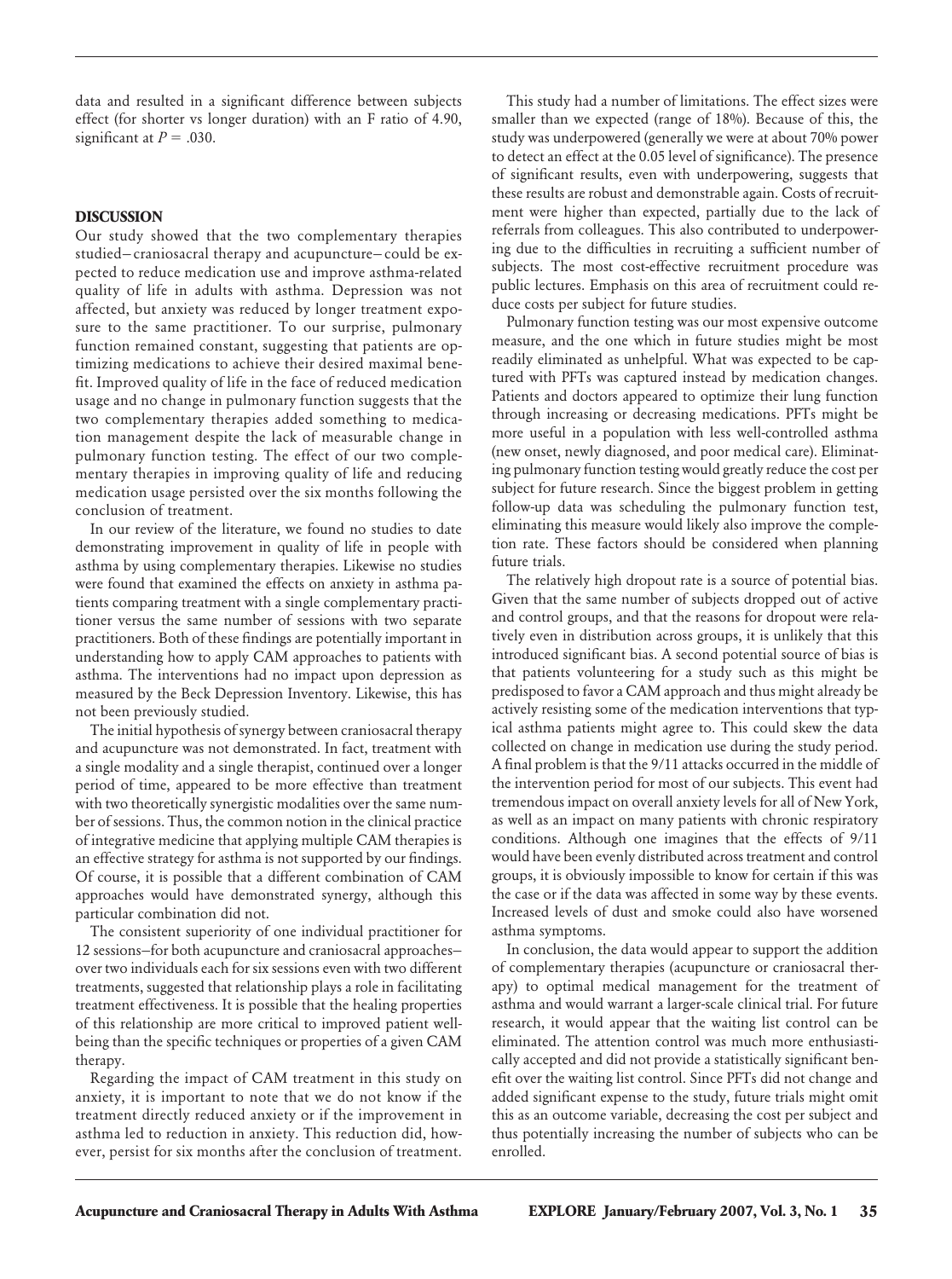data and resulted in a significant difference between subjects effect (for shorter vs longer duration) with an F ratio of 4.90, significant at $P = .030$.

## DISCUSSION

Our study showed that the two complementary therapies studied—craniosacral therapy and acupuncture—could be expected to reduce medication use and improve asthma-related quality of life in adults with asthma. Depression was not affected, but anxiety was reduced by longer treatment exposure to the same practitioner. To our surprise, pulmonary function remained constant, suggesting that patients are optimizing medications to achieve their desired maximal benefit. Improved quality of life in the face of reduced medication usage and no change in pulmonary function suggests that the two complementary therapies added something to medication management despite the lack of measurable change in pulmonary function testing. The effect of our two complementary therapies in improving quality of life and reducing medication usage persisted over the six months following the conclusion of treatment.

In our review of the literature, we found no studies to date demonstrating improvement in quality of life in people with asthma by using complementary therapies. Likewise no studies were found that examined the effects on anxiety in asthma patients comparing treatment with a single complementary practitioner versus the same number of sessions with two separate practitioners. Both of these findings are potentially important in understanding how to apply CAM approaches to patients with asthma. The interventions had no impact upon depression as measured by the Beck Depression Inventory. Likewise, this has not been previously studied.

The initial hypothesis of synergy between craniosacral therapy and acupuncture was not demonstrated. In fact, treatment with a single modality and a single therapist, continued over a longer period of time, appeared to be more effective than treatment with two theoretically synergistic modalities over the same number of sessions. Thus, the common notion in the clinical practice of integrative medicine that applying multiple CAM therapies is an effective strategy for asthma is not supported by our findings. Of course, it is possible that a different combination of CAM approaches would have demonstrated synergy, although this particular combination did not.

The consistent superiority of one individual practitioner for 12 sessions—for both acupuncture and craniosacral approaches—over two individuals each for six sessions even with two different treatments, suggested that relationship plays a role in facilitating treatment effectiveness. It is possible that the healing properties of this relationship are more critical to improved patient well-being than the specific techniques or properties of a given CAM therapy.

Regarding the impact of CAM treatment in this study on anxiety, it is important to note that we do not know if the treatment directly reduced anxiety or if the improvement in asthma led to reduction in anxiety. This reduction did, however, persist for six months after the conclusion of treatment.

This study had a number of limitations. The effect sizes were smaller than we expected (range of 18%). Because of this, the study was underpowered (generally we were at about 70% power to detect an effect at the 0.05 level of significance). The presence of significant results, even with underpowering, suggests that these results are robust and demonstrable again. Costs of recruitment were higher than expected, partially due to the lack of referrals from colleagues. This also contributed to underpowering due to the difficulties in recruiting a sufficient number of subjects. The most cost-effective recruitment procedure was public lectures. Emphasis on this area of recruitment could reduce costs per subject for future studies.

Pulmonary function testing was our most expensive outcome measure, and the one which in future studies might be most readily eliminated as unhelpful. What was expected to be captured with PFTs was captured instead by medication changes. Patients and doctors appeared to optimize their lung function through increasing or decreasing medications. PFTs might be more useful in a population with less well-controlled asthma (new onset, newly diagnosed, and poor medical care). Eliminating pulmonary function testing would greatly reduce the cost per subject for future research. Since the biggest problem in getting follow-up data was scheduling the pulmonary function test, eliminating this measure would likely also improve the completion rate. These factors should be considered when planning future trials.

The relatively high dropout rate is a source of potential bias. Given that the same number of subjects dropped out of active and control groups, and that the reasons for dropout were relatively even in distribution across groups, it is unlikely that this introduced significant bias. A second potential source of bias is that patients volunteering for a study such as this might be predisposed to favor a CAM approach and thus might already be actively resisting some of the medication interventions that typical asthma patients might agree to. This could skew the data collected on change in medication use during the study period. A final problem is that the 9/11 attacks occurred in the middle of the intervention period for most of our subjects. This event had tremendous impact on overall anxiety levels for all of New York, as well as an impact on many patients with chronic respiratory conditions. Although one imagines that the effects of 9/11 would have been evenly distributed across treatment and control groups, it is obviously impossible to know for certain if this was the case or if the data was affected in some way by these events. Increased levels of dust and smoke could also have worsened asthma symptoms.

In conclusion, the data would appear to support the addition of complementary therapies (acupuncture or craniosacral therapy) to optimal medical management for the treatment of asthma and would warrant a larger-scale clinical trial. For future research, it would appear that the waiting list control can be eliminated. The attention control was much more enthusiastically accepted and did not provide a statistically significant benefit over the waiting list control. Since PFTs did not change and added significant expense to the study, future trials might omit this as an outcome variable, decreasing the cost per subject and thus potentially increasing the number of subjects who can be enrolled.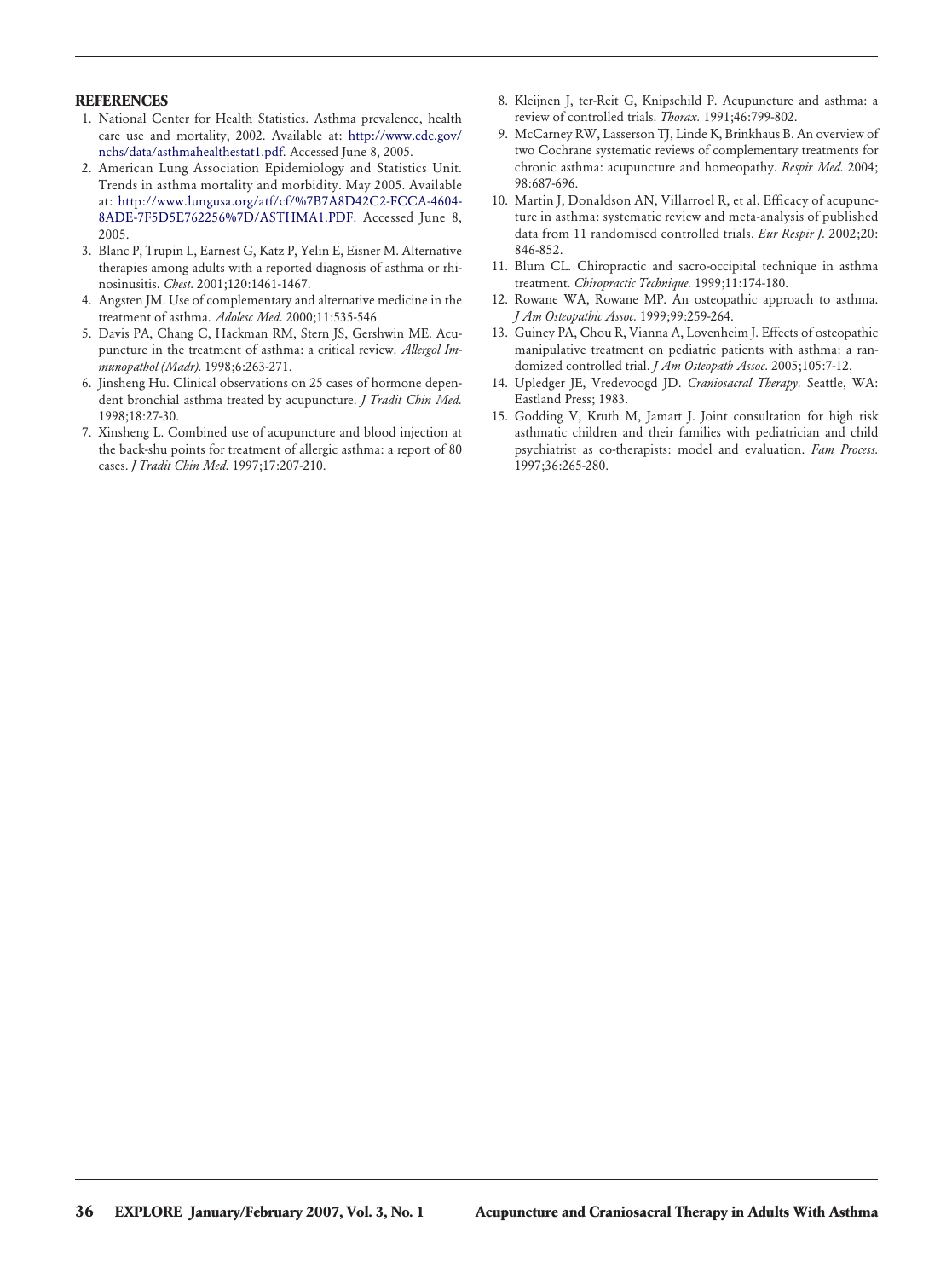## REFERENCES

1. National Center for Health Statistics. Asthma prevalence, health care use and mortality, 2002. Available at: http://www.cdc.gov/nchs/data/asthmahealthestat1.pdf. Accessed June 8, 2005.
2. American Lung Association Epidemiology and Statistics Unit. Trends in asthma mortality and morbidity. May 2005. Available at: http://www.lungusa.org/atf/cf/%7B7A8D42C2-FCCA-4604-8ADE-7F5D5E762256%7D/ASTHMA1.PDF. Accessed June 8, 2005.
3. Blanc P, Trupin L, Earnest G, Katz P, Yelin E, Eisner M. Alternative therapies among adults with a reported diagnosis of asthma or rhinosinusitis. *Chest.* 2001;120:1461-1467.
4. Angsten JM. Use of complementary and alternative medicine in the treatment of asthma. *Adolesc Med.* 2000;11:535-546
5. Davis PA, Chang C, Hackman RM, Stern JS, Gershwin ME. Acupuncture in the treatment of asthma: a critical review. *Allergol Immunopathol (Madr).* 1998;6:263-271.
6. Jinsheng Hu. Clinical observations on 25 cases of hormone dependent bronchial asthma treated by acupuncture. *J Tradit Chin Med.* 1998;18:27-30.
7. Xinsheng L. Combined use of acupuncture and blood injection at the back-shu points for treatment of allergic asthma: a report of 80 cases. *J Tradit Chin Med.* 1997;17:207-210.
8. Kleijnen J, ter-Reit G, Knipschild P. Acupuncture and asthma: a review of controlled trials. *Thorax.* 1991;46:799-802.
9. McCarney RW, Lasserson TJ, Linde K, Brinkhaus B. An overview of two Cochrane systematic reviews of complementary treatments for chronic asthma: acupuncture and homeopathy. *Respir Med.* 2004; 98:687-696.
10. Martin J, Donaldson AN, Villarroel R, et al. Efficacy of acupuncture in asthma: systematic review and meta-analysis of published data from 11 randomised controlled trials. *Eur Respir J.* 2002;20: 846-852.
11. Blum CL. Chiropractic and sacro-occipital technique in asthma treatment. *Chiropractic Technique.* 1999;11:174-180.
12. Rowane WA, Rowane MP. An osteopathic approach to asthma. *J Am Osteopathic Assoc.* 1999;99:259-264.
13. Guiney PA, Chou R, Vianna A, Lovenheim J. Effects of osteopathic manipulative treatment on pediatric patients with asthma: a randomized controlled trial. *J Am Osteopath Assoc.* 2005;105:7-12.
14. Upledger JE, Vredevoogd JD. *Craniosacral Therapy*. Seattle, WA: Eastland Press; 1983.
15. Godding V, Kruth M, Jamart J. Joint consultation for high risk asthmatic children and their families with pediatrician and child psychiatrist as co-therapists: model and evaluation. *Fam Process.* 1997;36:265-280.